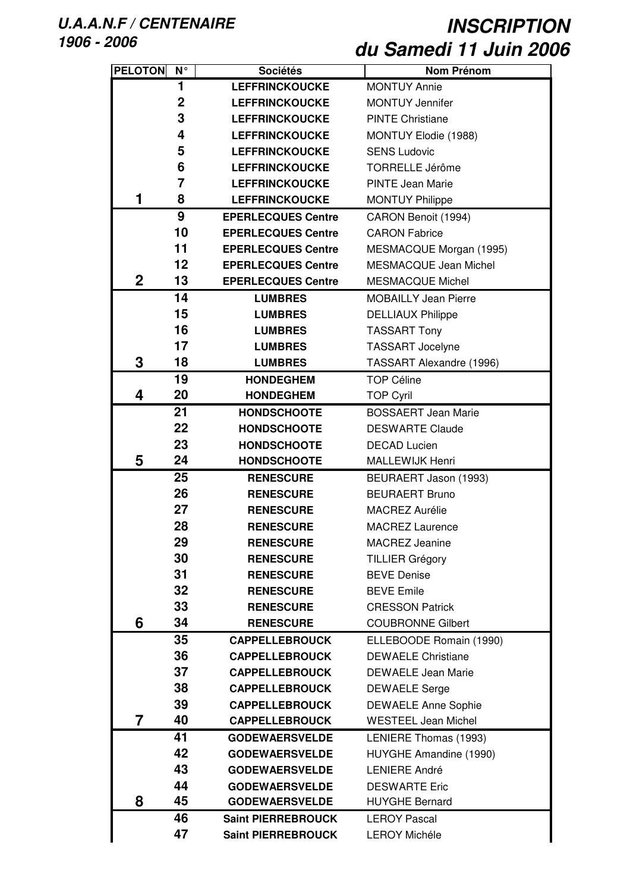**_U.A.A.N.F / CENTENAIRE_**
**_1906 - 2006_**

# _INSCRIPTION du Samedi 11 Juin 2006_

| PELOTON | N° | Sociétés | Nom Prénom |
|---|---|---|---|
| | 1 | LEFFRINCKOUCKE | MONTUY Annie |
| | 2 | LEFFRINCKOUCKE | MONTUY Jennifer |
| | 3 | LEFFRINCKOUCKE | PINTE Christiane |
| | 4 | LEFFRINCKOUCKE | MONTUY Elodie (1988) |
| | 5 | LEFFRINCKOUCKE | SENS Ludovic |
| | 6 | LEFFRINCKOUCKE | TORRELLE Jérôme |
| | 7 | LEFFRINCKOUCKE | PINTE Jean Marie |
| 1 | 8 | LEFFRINCKOUCKE | MONTUY Philippe |
| | 9 | EPERLECQUES Centre | CARON Benoit (1994) |
| | 10 | EPERLECQUES Centre | CARON Fabrice |
| | 11 | EPERLECQUES Centre | MESMACQUE Morgan (1995) |
| | 12 | EPERLECQUES Centre | MESMACQUE Jean Michel |
| 2 | 13 | EPERLECQUES Centre | MESMACQUE Michel |
| | 14 | LUMBRES | MOBAILLY Jean Pierre |
| | 15 | LUMBRES | DELLIAUX Philippe |
| | 16 | LUMBRES | TASSART Tony |
| | 17 | LUMBRES | TASSART Jocelyne |
| 3 | 18 | LUMBRES | TASSART Alexandre (1996) |
| | 19 | HONDEGHEM | TOP Céline |
| 4 | 20 | HONDEGHEM | TOP Cyril |
| | 21 | HONDSCHOOTE | BOSSAERT Jean Marie |
| | 22 | HONDSCHOOTE | DESWARTE Claude |
| | 23 | HONDSCHOOTE | DECAD Lucien |
| 5 | 24 | HONDSCHOOTE | MALLEWIJK Henri |
| | 25 | RENESCURE | BEURAERT Jason (1993) |
| | 26 | RENESCURE | BEURAERT Bruno |
| | 27 | RENESCURE | MACREZ Aurélie |
| | 28 | RENESCURE | MACREZ Laurence |
| | 29 | RENESCURE | MACREZ Jeanine |
| | 30 | RENESCURE | TILLIER Grégory |
| | 31 | RENESCURE | BEVE Denise |
| | 32 | RENESCURE | BEVE Emile |
| | 33 | RENESCURE | CRESSON Patrick |
| 6 | 34 | RENESCURE | COUBRONNE Gilbert |
| | 35 | CAPPELLEBROUCK | ELLEBOODE Romain (1990) |
| | 36 | CAPPELLEBROUCK | DEWAELE Christiane |
| | 37 | CAPPELLEBROUCK | DEWAELE Jean Marie |
| | 38 | CAPPELLEBROUCK | DEWAELE Serge |
| | 39 | CAPPELLEBROUCK | DEWAELE Anne Sophie |
| 7 | 40 | CAPPELLEBROUCK | WESTEEL Jean Michel |
| | 41 | GODEWAERSVELDE | LENIERE Thomas (1993) |
| | 42 | GODEWAERSVELDE | HUYGHE Amandine (1990) |
| | 43 | GODEWAERSVELDE | LENIERE André |
| | 44 | GODEWAERSVELDE | DESWARTE Eric |
| 8 | 45 | GODEWAERSVELDE | HUYGHE Bernard |
| | 46 | Saint PIERREBROUCK | LEROY Pascal |
| | 47 | Saint PIERREBROUCK | LEROY Michéle |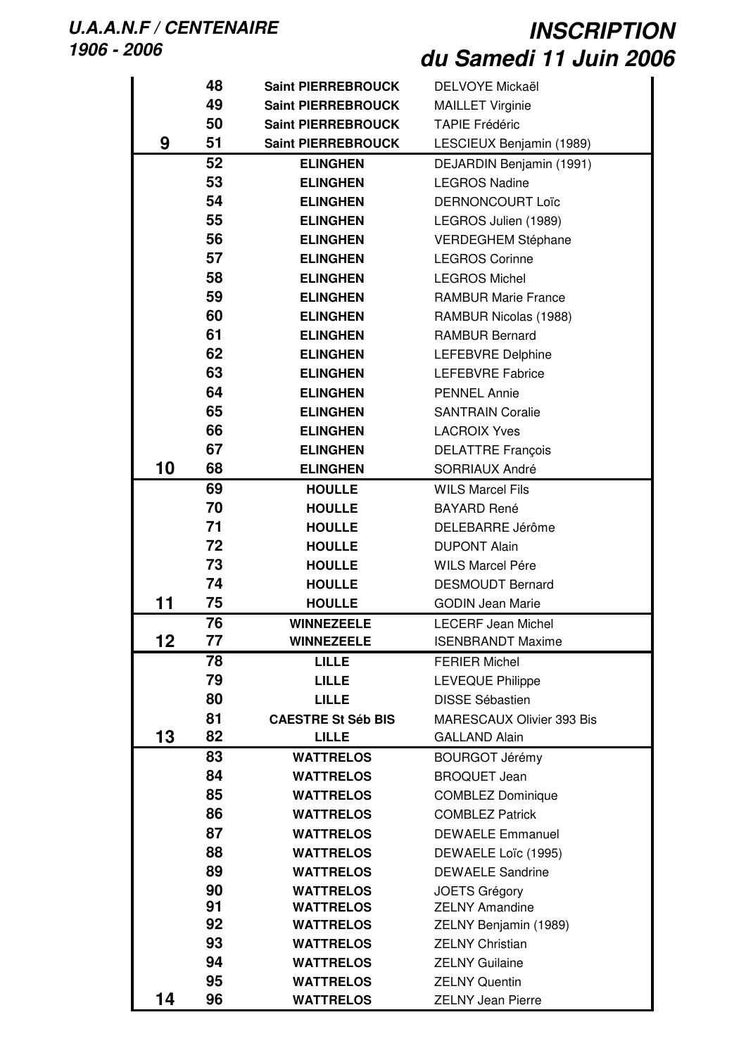U.A.A.N.F / CENTENAIRE
1906 - 2006

# INSCRIPTION du Samedi 11 Juin 2006

| | | | |
|---|---|---|---|
| | 48 | Saint PIERREBROUCK | DELVOYE Mickaël |
| | 49 | Saint PIERREBROUCK | MAILLET Virginie |
| | 50 | Saint PIERREBROUCK | TAPIE Frédéric |
| 9 | 51 | Saint PIERREBROUCK | LESCIEUX Benjamin (1989) |
| | 52 | ELINGHEN | DEJARDIN Benjamin (1991) |
| | 53 | ELINGHEN | LEGROS Nadine |
| | 54 | ELINGHEN | DERNONCOURT Loïc |
| | 55 | ELINGHEN | LEGROS Julien (1989) |
| | 56 | ELINGHEN | VERDEGHEM Stéphane |
| | 57 | ELINGHEN | LEGROS Corinne |
| | 58 | ELINGHEN | LEGROS Michel |
| | 59 | ELINGHEN | RAMBUR Marie France |
| | 60 | ELINGHEN | RAMBUR Nicolas (1988) |
| | 61 | ELINGHEN | RAMBUR Bernard |
| | 62 | ELINGHEN | LEFEBVRE Delphine |
| | 63 | ELINGHEN | LEFEBVRE Fabrice |
| | 64 | ELINGHEN | PENNEL Annie |
| | 65 | ELINGHEN | SANTRAIN Coralie |
| | 66 | ELINGHEN | LACROIX Yves |
| | 67 | ELINGHEN | DELATTRE François |
| 10 | 68 | ELINGHEN | SORRIAUX André |
| | 69 | HOULLE | WILS Marcel Fils |
| | 70 | HOULLE | BAYARD René |
| | 71 | HOULLE | DELEBARRE Jérôme |
| | 72 | HOULLE | DUPONT Alain |
| | 73 | HOULLE | WILS Marcel Pére |
| | 74 | HOULLE | DESMOUDT Bernard |
| 11 | 75 | HOULLE | GODIN Jean Marie |
| | 76 | WINNEZEELE | LECERF Jean Michel |
| 12 | 77 | WINNEZEELE | ISENBRANDT Maxime |
| | 78 | LILLE | FERIER Michel |
| | 79 | LILLE | LEVEQUE Philippe |
| | 80 | LILLE | DISSE Sébastien |
| | 81 | CAESTRE St Séb BIS | MARESCAUX Olivier 393 Bis |
| 13 | 82 | LILLE | GALLAND Alain |
| | 83 | WATTRELOS | BOURGOT Jérémy |
| | 84 | WATTRELOS | BROQUET Jean |
| | 85 | WATTRELOS | COMBLEZ Dominique |
| | 86 | WATTRELOS | COMBLEZ Patrick |
| | 87 | WATTRELOS | DEWAELE Emmanuel |
| | 88 | WATTRELOS | DEWAELE Loïc (1995) |
| | 89 | WATTRELOS | DEWAELE Sandrine |
| | 90 | WATTRELOS | JOETS Grégory |
| | 91 | WATTRELOS | ZELNY Amandine |
| | 92 | WATTRELOS | ZELNY Benjamin (1989) |
| | 93 | WATTRELOS | ZELNY Christian |
| | 94 | WATTRELOS | ZELNY Guilaine |
| | 95 | WATTRELOS | ZELNY Quentin |
| 14 | 96 | WATTRELOS | ZELNY Jean Pierre |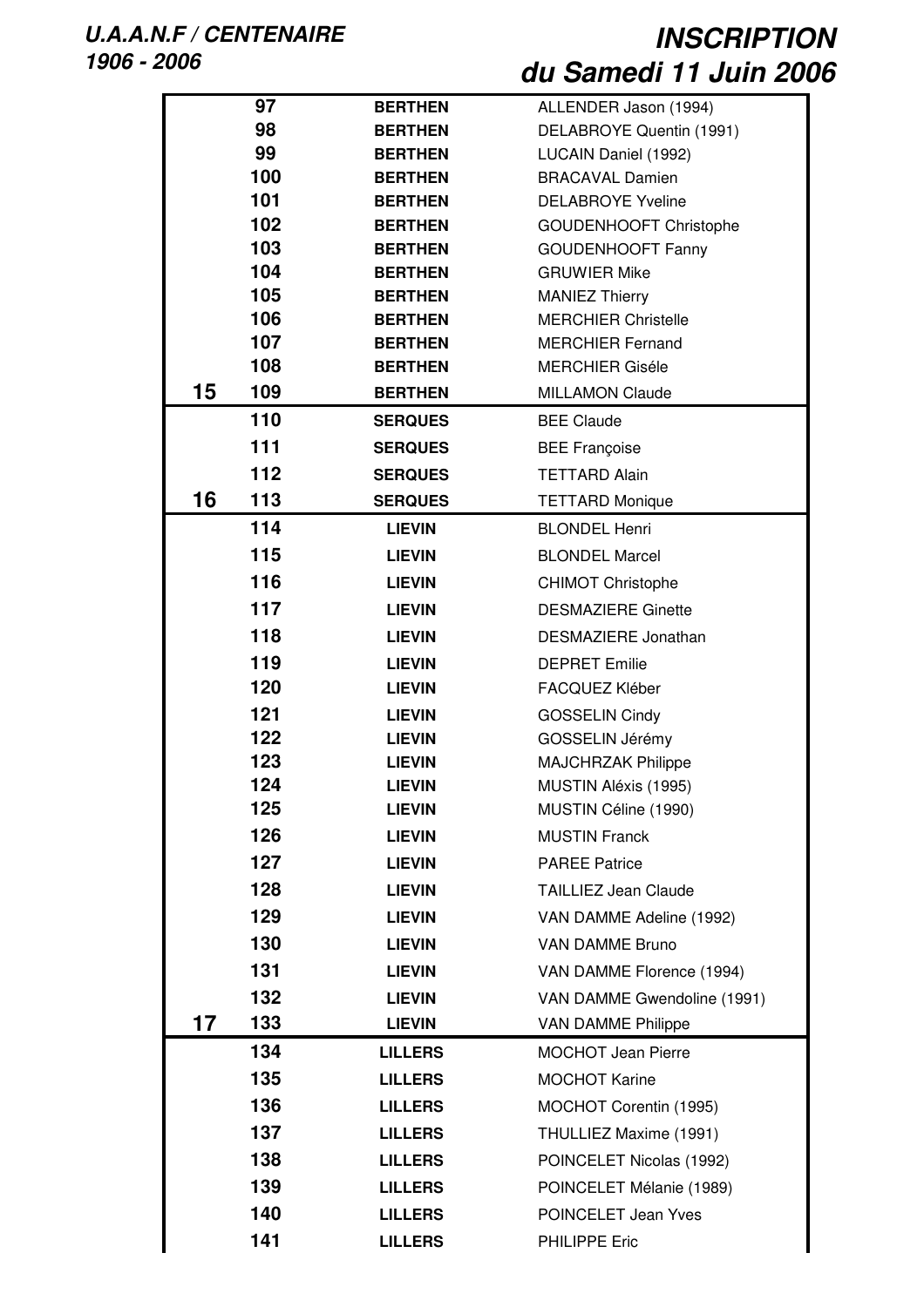**U.A.A.N.F / CENTENAIRE**
**1906 - 2006**

# INSCRIPTION du Samedi 11 Juin 2006

| | | | |
|---|---|---|---|
| | 97 | BERTHEN | ALLENDER Jason (1994) |
| | 98 | BERTHEN | DELABROYE Quentin (1991) |
| | 99 | BERTHEN | LUCAIN Daniel (1992) |
| | 100 | BERTHEN | BRACAVAL Damien |
| | 101 | BERTHEN | DELABROYE Yveline |
| | 102 | BERTHEN | GOUDENHOOFT Christophe |
| | 103 | BERTHEN | GOUDENHOOFT Fanny |
| | 104 | BERTHEN | GRUWIER Mike |
| | 105 | BERTHEN | MANIEZ Thierry |
| | 106 | BERTHEN | MERCHIER Christelle |
| | 107 | BERTHEN | MERCHIER Fernand |
| | 108 | BERTHEN | MERCHIER Giséle |
| 15 | 109 | BERTHEN | MILLAMON Claude |
| | 110 | SERQUES | BEE Claude |
| | 111 | SERQUES | BEE Françoise |
| | 112 | SERQUES | TETTARD Alain |
| 16 | 113 | SERQUES | TETTARD Monique |
| | 114 | LIEVIN | BLONDEL Henri |
| | 115 | LIEVIN | BLONDEL Marcel |
| | 116 | LIEVIN | CHIMOT Christophe |
| | 117 | LIEVIN | DESMAZIERE Ginette |
| | 118 | LIEVIN | DESMAZIERE Jonathan |
| | 119 | LIEVIN | DEPRET Emilie |
| | 120 | LIEVIN | FACQUEZ Kléber |
| | 121 | LIEVIN | GOSSELIN Cindy |
| | 122 | LIEVIN | GOSSELIN Jérémy |
| | 123 | LIEVIN | MAJCHRZAK Philippe |
| | 124 | LIEVIN | MUSTIN Aléxis (1995) |
| | 125 | LIEVIN | MUSTIN Céline (1990) |
| | 126 | LIEVIN | MUSTIN Franck |
| | 127 | LIEVIN | PAREE Patrice |
| | 128 | LIEVIN | TAILLIEZ Jean Claude |
| | 129 | LIEVIN | VAN DAMME Adeline (1992) |
| | 130 | LIEVIN | VAN DAMME Bruno |
| | 131 | LIEVIN | VAN DAMME Florence (1994) |
| | 132 | LIEVIN | VAN DAMME Gwendoline (1991) |
| 17 | 133 | LIEVIN | VAN DAMME Philippe |
| | 134 | LILLERS | MOCHOT Jean Pierre |
| | 135 | LILLERS | MOCHOT Karine |
| | 136 | LILLERS | MOCHOT Corentin (1995) |
| | 137 | LILLERS | THULLIEZ Maxime (1991) |
| | 138 | LILLERS | POINCELET Nicolas (1992) |
| | 139 | LILLERS | POINCELET Mélanie (1989) |
| | 140 | LILLERS | POINCELET Jean Yves |
| | 141 | LILLERS | PHILIPPE Eric |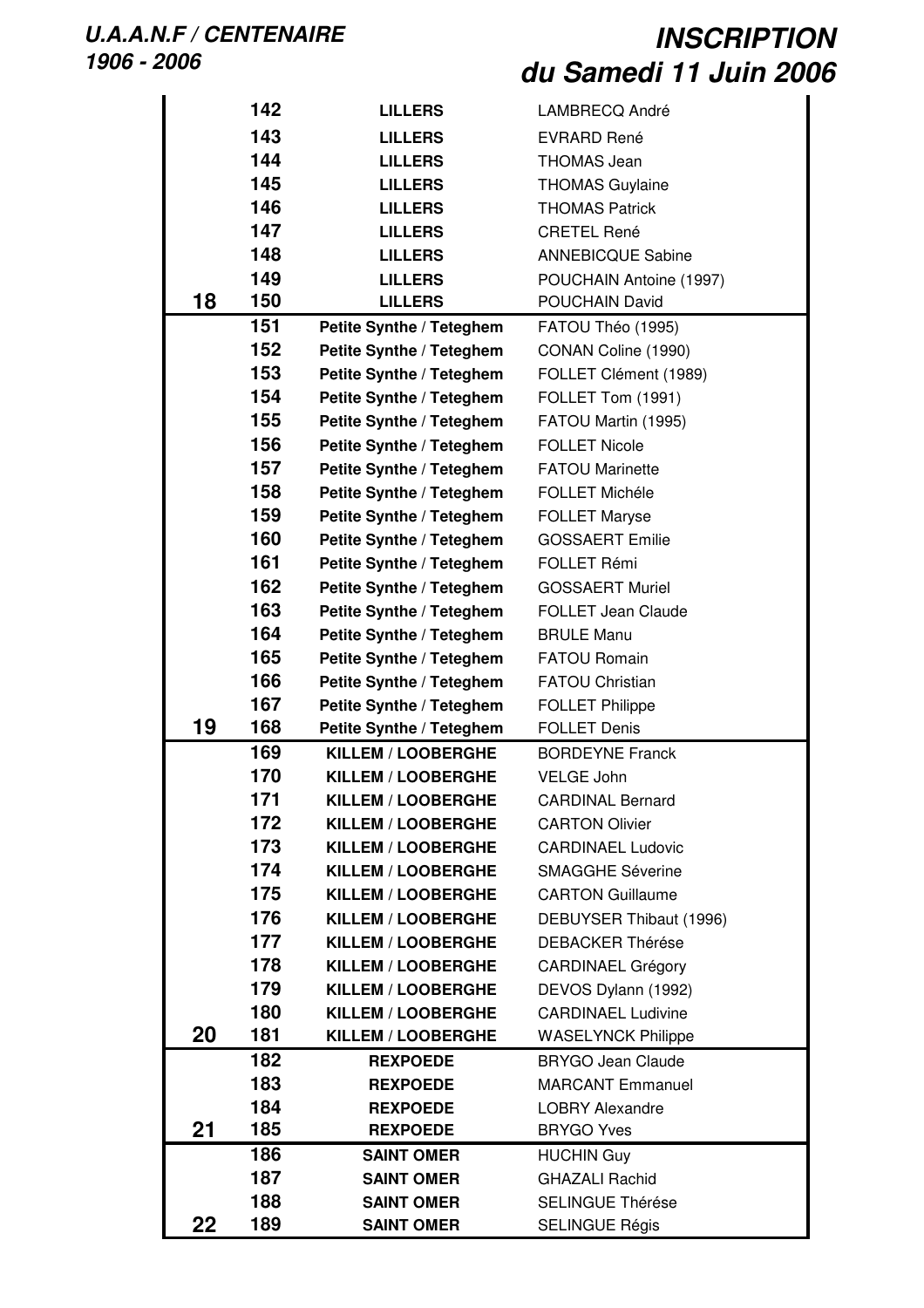| | | | |
|---|---|---|---|
| | 142 | LILLERS | LAMBRECQ André |
| | 143 | LILLERS | EVRARD René |
| | 144 | LILLERS | THOMAS Jean |
| | 145 | LILLERS | THOMAS Guylaine |
| | 146 | LILLERS | THOMAS Patrick |
| | 147 | LILLERS | CRETEL René |
| | 148 | LILLERS | ANNEBICQUE Sabine |
| | 149 | LILLERS | POUCHAIN Antoine (1997) |
| 18 | 150 | LILLERS | POUCHAIN David |
| | 151 | Petite Synthe / Teteghem | FATOU Théo (1995) |
| | 152 | Petite Synthe / Teteghem | CONAN Coline (1990) |
| | 153 | Petite Synthe / Teteghem | FOLLET Clément (1989) |
| | 154 | Petite Synthe / Teteghem | FOLLET Tom (1991) |
| | 155 | Petite Synthe / Teteghem | FATOU Martin (1995) |
| | 156 | Petite Synthe / Teteghem | FOLLET Nicole |
| | 157 | Petite Synthe / Teteghem | FATOU Marinette |
| | 158 | Petite Synthe / Teteghem | FOLLET Michéle |
| | 159 | Petite Synthe / Teteghem | FOLLET Maryse |
| | 160 | Petite Synthe / Teteghem | GOSSAERT Emilie |
| | 161 | Petite Synthe / Teteghem | FOLLET Rémi |
| | 162 | Petite Synthe / Teteghem | GOSSAERT Muriel |
| | 163 | Petite Synthe / Teteghem | FOLLET Jean Claude |
| | 164 | Petite Synthe / Teteghem | BRULE Manu |
| | 165 | Petite Synthe / Teteghem | FATOU Romain |
| | 166 | Petite Synthe / Teteghem | FATOU Christian |
| | 167 | Petite Synthe / Teteghem | FOLLET Philippe |
| 19 | 168 | Petite Synthe / Teteghem | FOLLET Denis |
| | 169 | KILLEM / LOOBERGHE | BORDEYNE Franck |
| | 170 | KILLEM / LOOBERGHE | VELGE John |
| | 171 | KILLEM / LOOBERGHE | CARDINAL Bernard |
| | 172 | KILLEM / LOOBERGHE | CARTON Olivier |
| | 173 | KILLEM / LOOBERGHE | CARDINAEL Ludovic |
| | 174 | KILLEM / LOOBERGHE | SMAGGHE Séverine |
| | 175 | KILLEM / LOOBERGHE | CARTON Guillaume |
| | 176 | KILLEM / LOOBERGHE | DEBUYSER Thibaut (1996) |
| | 177 | KILLEM / LOOBERGHE | DEBACKER Thérése |
| | 178 | KILLEM / LOOBERGHE | CARDINAEL Grégory |
| | 179 | KILLEM / LOOBERGHE | DEVOS Dylann (1992) |
| | 180 | KILLEM / LOOBERGHE | CARDINAEL Ludivine |
| 20 | 181 | KILLEM / LOOBERGHE | WASELYNCK Philippe |
| | 182 | REXPOEDE | BRYGO Jean Claude |
| | 183 | REXPOEDE | MARCANT Emmanuel |
| | 184 | REXPOEDE | LOBRY Alexandre |
| 21 | 185 | REXPOEDE | BRYGO Yves |
| | 186 | SAINT OMER | HUCHIN Guy |
| | 187 | SAINT OMER | GHAZALI Rachid |
| | 188 | SAINT OMER | SELINGUE Thérése |
| 22 | 189 | SAINT OMER | SELINGUE Régis |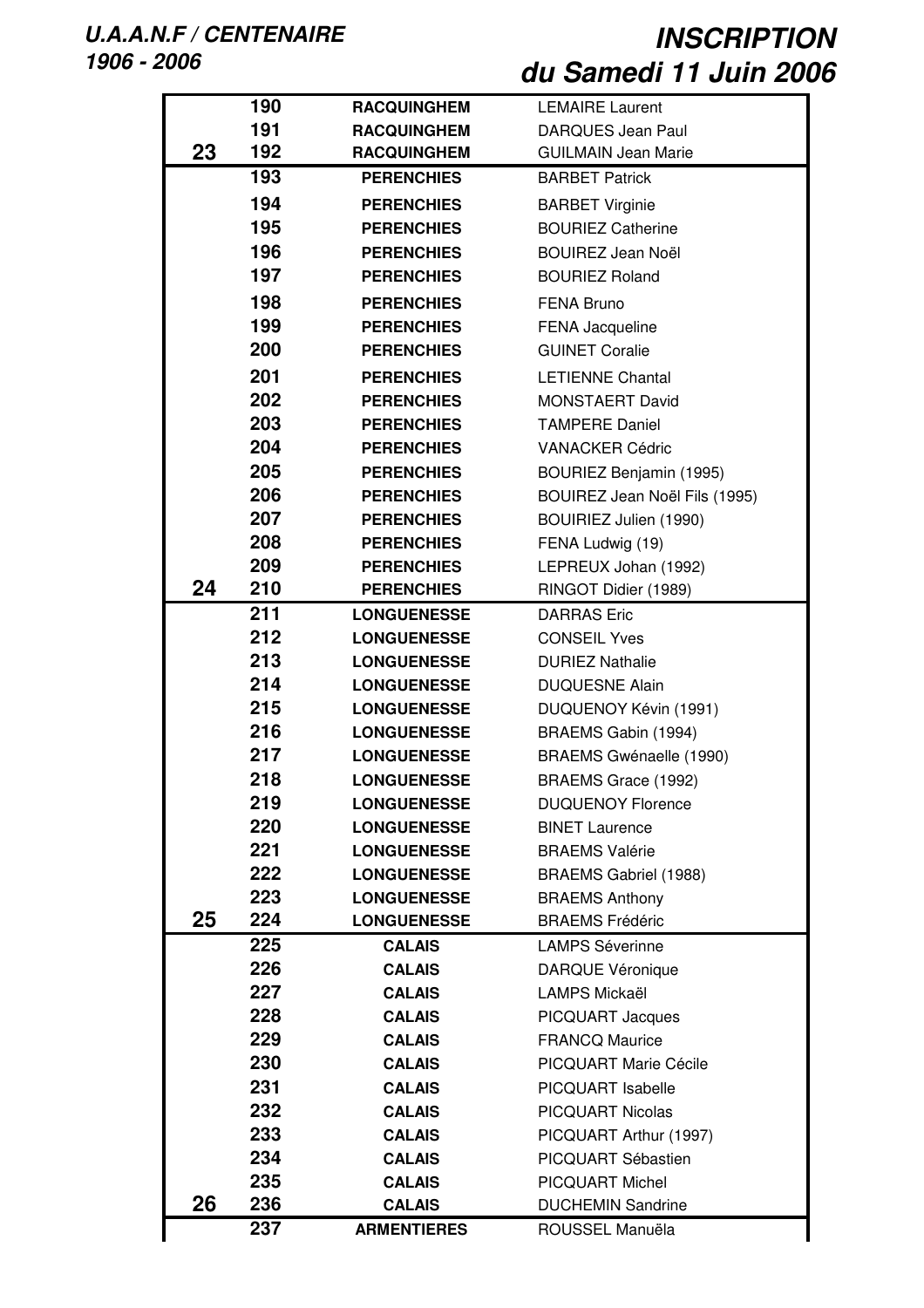***U.A.A.N.F / CENTENAIRE***
***1906 - 2006***

## *INSCRIPTION du Samedi 11 Juin 2006*

| | | | |
|---|---|---|---|
| | 190 | RACQUINGHEM | LEMAIRE Laurent |
| | 191 | RACQUINGHEM | DARQUES Jean Paul |
| 23 | 192 | RACQUINGHEM | GUILMAIN Jean Marie |
| | 193 | PERENCHIES | BARBET Patrick |
| | 194 | PERENCHIES | BARBET Virginie |
| | 195 | PERENCHIES | BOURIEZ Catherine |
| | 196 | PERENCHIES | BOUIREZ Jean Noël |
| | 197 | PERENCHIES | BOURIEZ Roland |
| | 198 | PERENCHIES | FENA Bruno |
| | 199 | PERENCHIES | FENA Jacqueline |
| | 200 | PERENCHIES | GUINET Coralie |
| | 201 | PERENCHIES | LETIENNE Chantal |
| | 202 | PERENCHIES | MONSTAERT David |
| | 203 | PERENCHIES | TAMPERE Daniel |
| | 204 | PERENCHIES | VANACKER Cédric |
| | 205 | PERENCHIES | BOURIEZ Benjamin (1995) |
| | 206 | PERENCHIES | BOUIREZ Jean Noël Fils (1995) |
| | 207 | PERENCHIES | BOUIRIEZ Julien (1990) |
| | 208 | PERENCHIES | FENA Ludwig (19) |
| | 209 | PERENCHIES | LEPREUX Johan (1992) |
| 24 | 210 | PERENCHIES | RINGOT Didier (1989) |
| | 211 | LONGUENESSE | DARRAS Eric |
| | 212 | LONGUENESSE | CONSEIL Yves |
| | 213 | LONGUENESSE | DURIEZ Nathalie |
| | 214 | LONGUENESSE | DUQUESNE Alain |
| | 215 | LONGUENESSE | DUQUENOY Kévin (1991) |
| | 216 | LONGUENESSE | BRAEMS Gabin (1994) |
| | 217 | LONGUENESSE | BRAEMS Gwénaelle (1990) |
| | 218 | LONGUENESSE | BRAEMS Grace (1992) |
| | 219 | LONGUENESSE | DUQUENOY Florence |
| | 220 | LONGUENESSE | BINET Laurence |
| | 221 | LONGUENESSE | BRAEMS Valérie |
| | 222 | LONGUENESSE | BRAEMS Gabriel (1988) |
| | 223 | LONGUENESSE | BRAEMS Anthony |
| 25 | 224 | LONGUENESSE | BRAEMS Frédéric |
| | 225 | CALAIS | LAMPS Séverinne |
| | 226 | CALAIS | DARQUE Véronique |
| | 227 | CALAIS | LAMPS Mickaël |
| | 228 | CALAIS | PICQUART Jacques |
| | 229 | CALAIS | FRANCQ Maurice |
| | 230 | CALAIS | PICQUART Marie Cécile |
| | 231 | CALAIS | PICQUART Isabelle |
| | 232 | CALAIS | PICQUART Nicolas |
| | 233 | CALAIS | PICQUART Arthur (1997) |
| | 234 | CALAIS | PICQUART Sébastien |
| | 235 | CALAIS | PICQUART Michel |
| 26 | 236 | CALAIS | DUCHEMIN Sandrine |
| | 237 | ARMENTIERES | ROUSSEL Manuëla |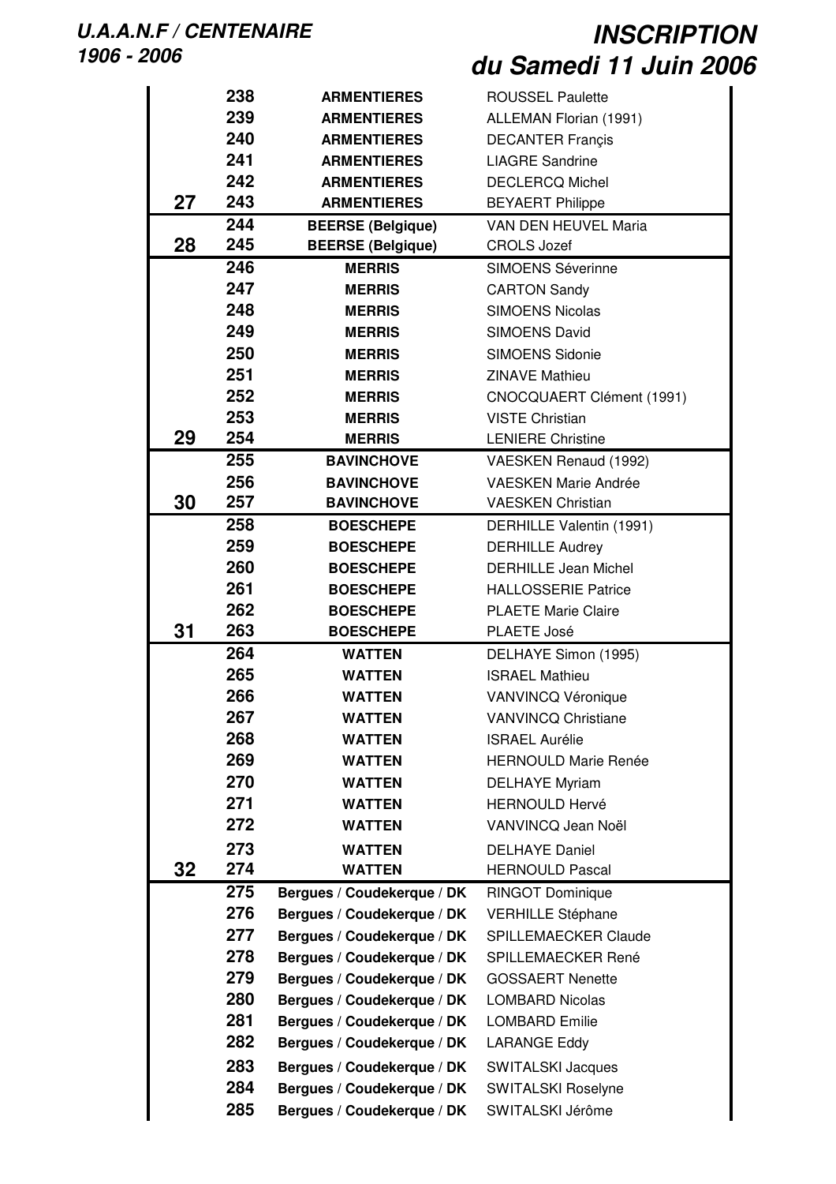**U.A.A.N.F / CENTENAIRE**
**1906 - 2006**

# INSCRIPTION du Samedi 11 Juin 2006

| | | | |
|---|---|---|---|
| | 238 | **ARMENTIERES** | ROUSSEL Paulette |
| | 239 | **ARMENTIERES** | ALLEMAN Florian (1991) |
| | 240 | **ARMENTIERES** | DECANTER Françis |
| | 241 | **ARMENTIERES** | LIAGRE Sandrine |
| | 242 | **ARMENTIERES** | DECLERCQ Michel |
| **27** | 243 | **ARMENTIERES** | BEYAERT Philippe |
| | 244 | **BEERSE (Belgique)** | VAN DEN HEUVEL Maria |
| **28** | 245 | **BEERSE (Belgique)** | CROLS Jozef |
| | 246 | **MERRIS** | SIMOENS Séverinne |
| | 247 | **MERRIS** | CARTON Sandy |
| | 248 | **MERRIS** | SIMOENS Nicolas |
| | 249 | **MERRIS** | SIMOENS David |
| | 250 | **MERRIS** | SIMOENS Sidonie |
| | 251 | **MERRIS** | ZINAVE Mathieu |
| | 252 | **MERRIS** | CNOCQUAERT Clément (1991) |
| | 253 | **MERRIS** | VISTE Christian |
| **29** | 254 | **MERRIS** | LENIERE Christine |
| | 255 | **BAVINCHOVE** | VAESKEN Renaud (1992) |
| | 256 | **BAVINCHOVE** | VAESKEN Marie Andrée |
| **30** | 257 | **BAVINCHOVE** | VAESKEN Christian |
| | 258 | **BOESCHEPE** | DERHILLE Valentin (1991) |
| | 259 | **BOESCHEPE** | DERHILLE Audrey |
| | 260 | **BOESCHEPE** | DERHILLE Jean Michel |
| | 261 | **BOESCHEPE** | HALLOSSERIE Patrice |
| | 262 | **BOESCHEPE** | PLAETE Marie Claire |
| **31** | 263 | **BOESCHEPE** | PLAETE José |
| | 264 | **WATTEN** | DELHAYE Simon (1995) |
| | 265 | **WATTEN** | ISRAEL Mathieu |
| | 266 | **WATTEN** | VANVINCQ Véronique |
| | 267 | **WATTEN** | VANVINCQ Christiane |
| | 268 | **WATTEN** | ISRAEL Aurélie |
| | 269 | **WATTEN** | HERNOULD Marie Renée |
| | 270 | **WATTEN** | DELHAYE Myriam |
| | 271 | **WATTEN** | HERNOULD Hervé |
| | 272 | **WATTEN** | VANVINCQ Jean Noël |
| | 273 | **WATTEN** | DELHAYE Daniel |
| **32** | 274 | **WATTEN** | HERNOULD Pascal |
| | 275 | **Bergues / Coudekerque / DK** | RINGOT Dominique |
| | 276 | **Bergues / Coudekerque / DK** | VERHILLE Stéphane |
| | 277 | **Bergues / Coudekerque / DK** | SPILLEMAECKER Claude |
| | 278 | **Bergues / Coudekerque / DK** | SPILLEMAECKER René |
| | 279 | **Bergues / Coudekerque / DK** | GOSSAERT Nenette |
| | 280 | **Bergues / Coudekerque / DK** | LOMBARD Nicolas |
| | 281 | **Bergues / Coudekerque / DK** | LOMBARD Emilie |
| | 282 | **Bergues / Coudekerque / DK** | LARANGE Eddy |
| | 283 | **Bergues / Coudekerque / DK** | SWITALSKI Jacques |
| | 284 | **Bergues / Coudekerque / DK** | SWITALSKI Roselyne |
| | 285 | **Bergues / Coudekerque / DK** | SWITALSKI Jérôme |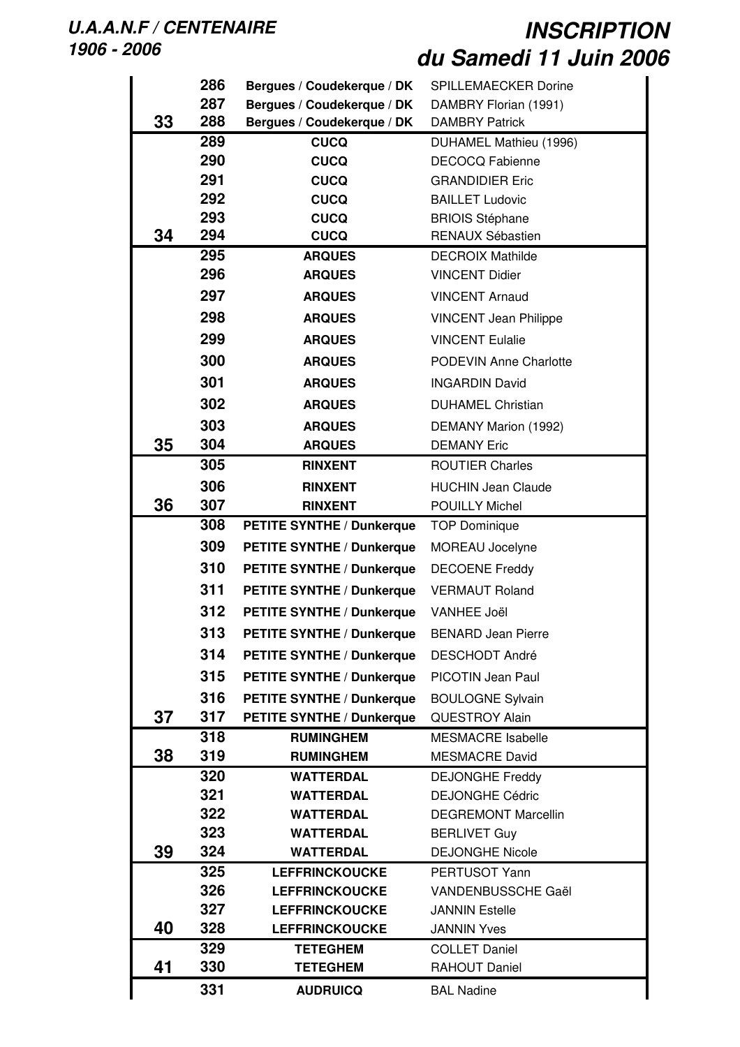**U.A.A.N.F / CENTENAIRE**
**1906 - 2006**

# INSCRIPTION du Samedi 11 Juin 2006

| | | | |
|---|---|---|---|
| | 286 | Bergues / Coudekerque / DK | SPILLEMAECKER Dorine |
| | 287 | Bergues / Coudekerque / DK | DAMBRY Florian (1991) |
| 33 | 288 | Bergues / Coudekerque / DK | DAMBRY Patrick |
| | 289 | CUCQ | DUHAMEL Mathieu (1996) |
| | 290 | CUCQ | DECOCQ Fabienne |
| | 291 | CUCQ | GRANDIDIER Eric |
| | 292 | CUCQ | BAILLET Ludovic |
| | 293 | CUCQ | BRIOIS Stéphane |
| 34 | 294 | CUCQ | RENAUX Sébastien |
| | 295 | ARQUES | DECROIX Mathilde |
| | 296 | ARQUES | VINCENT Didier |
| | 297 | ARQUES | VINCENT Arnaud |
| | 298 | ARQUES | VINCENT Jean Philippe |
| | 299 | ARQUES | VINCENT Eulalie |
| | 300 | ARQUES | PODEVIN Anne Charlotte |
| | 301 | ARQUES | INGARDIN David |
| | 302 | ARQUES | DUHAMEL Christian |
| | 303 | ARQUES | DEMANY Marion (1992) |
| 35 | 304 | ARQUES | DEMANY Eric |
| | 305 | RINXENT | ROUTIER Charles |
| | 306 | RINXENT | HUCHIN Jean Claude |
| 36 | 307 | RINXENT | POUILLY Michel |
| | 308 | PETITE SYNTHE / Dunkerque | TOP Dominique |
| | 309 | PETITE SYNTHE / Dunkerque | MOREAU Jocelyne |
| | 310 | PETITE SYNTHE / Dunkerque | DECOENE Freddy |
| | 311 | PETITE SYNTHE / Dunkerque | VERMAUT Roland |
| | 312 | PETITE SYNTHE / Dunkerque | VANHEE Joël |
| | 313 | PETITE SYNTHE / Dunkerque | BENARD Jean Pierre |
| | 314 | PETITE SYNTHE / Dunkerque | DESCHODT André |
| | 315 | PETITE SYNTHE / Dunkerque | PICOTIN Jean Paul |
| | 316 | PETITE SYNTHE / Dunkerque | BOULOGNE Sylvain |
| 37 | 317 | PETITE SYNTHE / Dunkerque | QUESTROY Alain |
| | 318 | RUMINGHEM | MESMACRE Isabelle |
| 38 | 319 | RUMINGHEM | MESMACRE David |
| | 320 | WATTERDAL | DEJONGHE Freddy |
| | 321 | WATTERDAL | DEJONGHE Cédric |
| | 322 | WATTERDAL | DEGREMONT Marcellin |
| | 323 | WATTERDAL | BERLIVET Guy |
| 39 | 324 | WATTERDAL | DEJONGHE Nicole |
| | 325 | LEFFRINCKOUCKE | PERTUSOT Yann |
| | 326 | LEFFRINCKOUCKE | VANDENBUSSCHE Gaël |
| | 327 | LEFFRINCKOUCKE | JANNIN Estelle |
| 40 | 328 | LEFFRINCKOUCKE | JANNIN Yves |
| | 329 | TETEGHEM | COLLET Daniel |
| 41 | 330 | TETEGHEM | RAHOUT Daniel |
| | 331 | AUDRUICQ | BAL Nadine |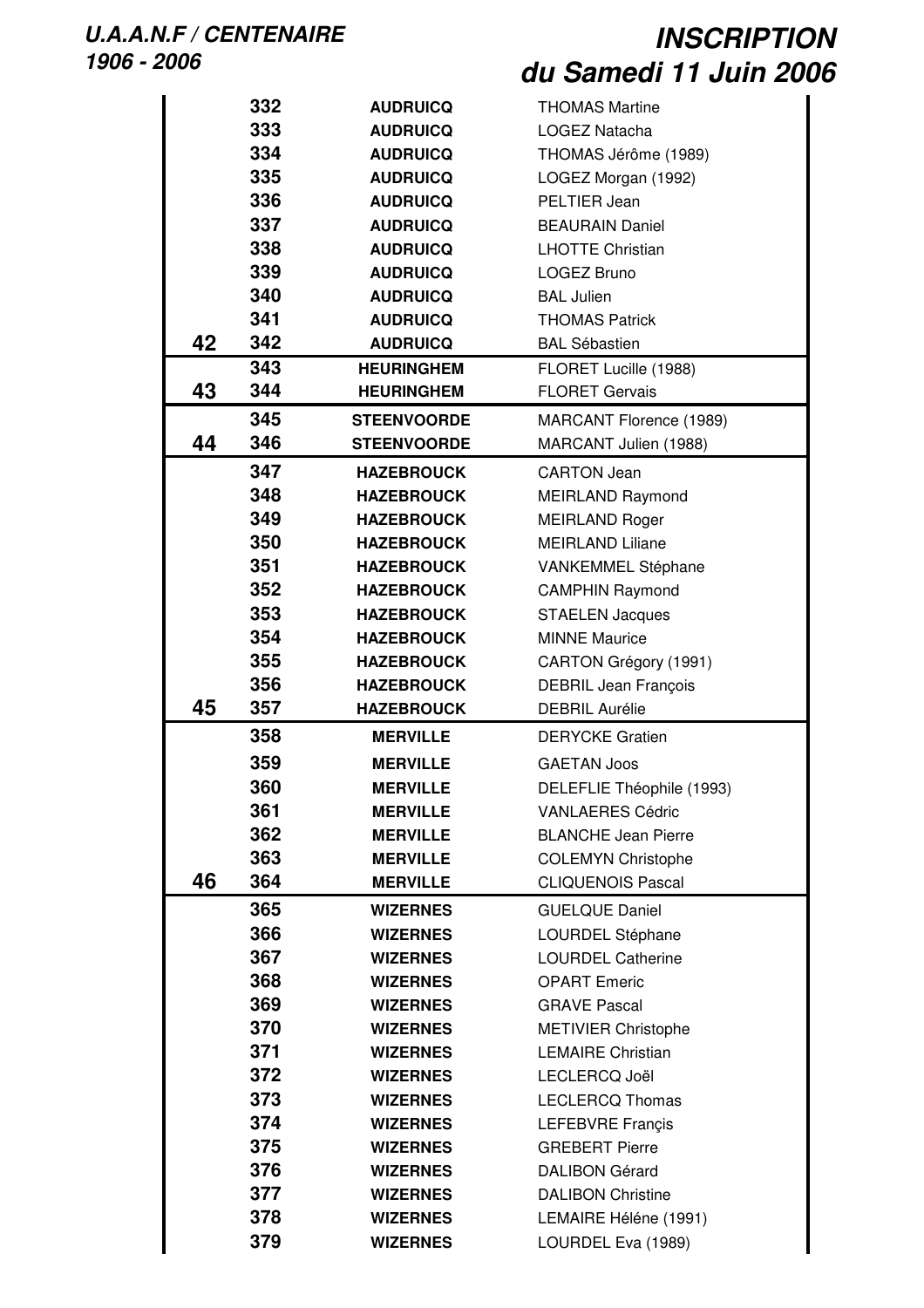U.A.A.N.F / CENTENAIRE
1906 - 2006

# INSCRIPTION du Samedi 11 Juin 2006

| | | | |
|---|---|---|---|
| | 332 | AUDRUICQ | THOMAS Martine |
| | 333 | AUDRUICQ | LOGEZ Natacha |
| | 334 | AUDRUICQ | THOMAS Jérôme (1989) |
| | 335 | AUDRUICQ | LOGEZ Morgan (1992) |
| | 336 | AUDRUICQ | PELTIER Jean |
| | 337 | AUDRUICQ | BEAURAIN Daniel |
| | 338 | AUDRUICQ | LHOTTE Christian |
| | 339 | AUDRUICQ | LOGEZ Bruno |
| | 340 | AUDRUICQ | BAL Julien |
| | 341 | AUDRUICQ | THOMAS Patrick |
| 42 | 342 | AUDRUICQ | BAL Sébastien |
| | 343 | HEURINGHEM | FLORET Lucille (1988) |
| 43 | 344 | HEURINGHEM | FLORET Gervais |
| | 345 | STEENVOORDE | MARCANT Florence (1989) |
| 44 | 346 | STEENVOORDE | MARCANT Julien (1988) |
| | 347 | HAZEBROUCK | CARTON Jean |
| | 348 | HAZEBROUCK | MEIRLAND Raymond |
| | 349 | HAZEBROUCK | MEIRLAND Roger |
| | 350 | HAZEBROUCK | MEIRLAND Liliane |
| | 351 | HAZEBROUCK | VANKEMMEL Stéphane |
| | 352 | HAZEBROUCK | CAMPHIN Raymond |
| | 353 | HAZEBROUCK | STAELEN Jacques |
| | 354 | HAZEBROUCK | MINNE Maurice |
| | 355 | HAZEBROUCK | CARTON Grégory (1991) |
| | 356 | HAZEBROUCK | DEBRIL Jean François |
| 45 | 357 | HAZEBROUCK | DEBRIL Aurélie |
| | 358 | MERVILLE | DERYCKE Gratien |
| | 359 | MERVILLE | GAETAN Joos |
| | 360 | MERVILLE | DELEFLIE Théophile (1993) |
| | 361 | MERVILLE | VANLAERES Cédric |
| | 362 | MERVILLE | BLANCHE Jean Pierre |
| | 363 | MERVILLE | COLEMYN Christophe |
| 46 | 364 | MERVILLE | CLIQUENOIS Pascal |
| | 365 | WIZERNES | GUELQUE Daniel |
| | 366 | WIZERNES | LOURDEL Stéphane |
| | 367 | WIZERNES | LOURDEL Catherine |
| | 368 | WIZERNES | OPART Emeric |
| | 369 | WIZERNES | GRAVE Pascal |
| | 370 | WIZERNES | METIVIER Christophe |
| | 371 | WIZERNES | LEMAIRE Christian |
| | 372 | WIZERNES | LECLERCQ Joël |
| | 373 | WIZERNES | LECLERCQ Thomas |
| | 374 | WIZERNES | LEFEBVRE Françis |
| | 375 | WIZERNES | GREBERT Pierre |
| | 376 | WIZERNES | DALIBON Gérard |
| | 377 | WIZERNES | DALIBON Christine |
| | 378 | WIZERNES | LEMAIRE Héléne (1991) |
| | 379 | WIZERNES | LOURDEL Eva (1989) |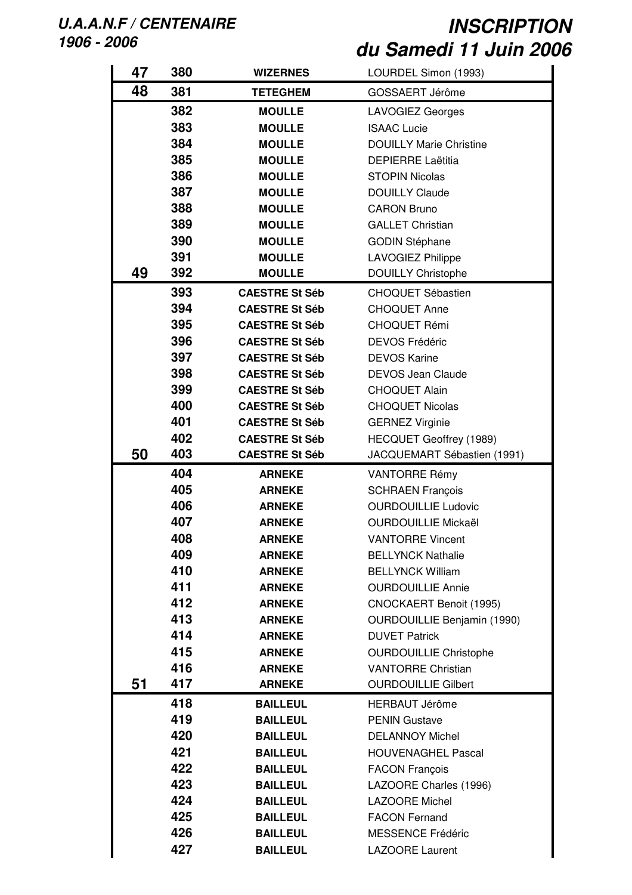*U.A.A.N.F / CENTENAIRE*
*1906 - 2006*

# INSCRIPTION du Samedi 11 Juin 2006

| | | | |
|---|---|---|---|
| 47 | 380 | WIZERNES | LOURDEL Simon (1993) |
| 48 | 381 | TETEGHEM | GOSSAERT Jérôme |
| | 382 | MOULLE | LAVOGIEZ Georges |
| | 383 | MOULLE | ISAAC Lucie |
| | 384 | MOULLE | DOUILLY Marie Christine |
| | 385 | MOULLE | DEPIERRE Laëtitia |
| | 386 | MOULLE | STOPIN Nicolas |
| | 387 | MOULLE | DOUILLY Claude |
| | 388 | MOULLE | CARON Bruno |
| | 389 | MOULLE | GALLET Christian |
| | 390 | MOULLE | GODIN Stéphane |
| | 391 | MOULLE | LAVOGIEZ Philippe |
| 49 | 392 | MOULLE | DOUILLY Christophe |
| | 393 | CAESTRE St Séb | CHOQUET Sébastien |
| | 394 | CAESTRE St Séb | CHOQUET Anne |
| | 395 | CAESTRE St Séb | CHOQUET Rémi |
| | 396 | CAESTRE St Séb | DEVOS Frédéric |
| | 397 | CAESTRE St Séb | DEVOS Karine |
| | 398 | CAESTRE St Séb | DEVOS Jean Claude |
| | 399 | CAESTRE St Séb | CHOQUET Alain |
| | 400 | CAESTRE St Séb | CHOQUET Nicolas |
| | 401 | CAESTRE St Séb | GERNEZ Virginie |
| | 402 | CAESTRE St Séb | HECQUET Geoffrey (1989) |
| 50 | 403 | CAESTRE St Séb | JACQUEMART Sébastien (1991) |
| | 404 | ARNEKE | VANTORRE Rémy |
| | 405 | ARNEKE | SCHRAEN François |
| | 406 | ARNEKE | OURDOUILLIE Ludovic |
| | 407 | ARNEKE | OURDOUILLIE Mickaël |
| | 408 | ARNEKE | VANTORRE Vincent |
| | 409 | ARNEKE | BELLYNCK Nathalie |
| | 410 | ARNEKE | BELLYNCK William |
| | 411 | ARNEKE | OURDOUILLIE Annie |
| | 412 | ARNEKE | CNOCKAERT Benoit (1995) |
| | 413 | ARNEKE | OURDOUILLIE Benjamin (1990) |
| | 414 | ARNEKE | DUVET Patrick |
| | 415 | ARNEKE | OURDOUILLIE Christophe |
| | 416 | ARNEKE | VANTORRE Christian |
| 51 | 417 | ARNEKE | OURDOUILLIE Gilbert |
| | 418 | BAILLEUL | HERBAUT Jérôme |
| | 419 | BAILLEUL | PENIN Gustave |
| | 420 | BAILLEUL | DELANNOY Michel |
| | 421 | BAILLEUL | HOUVENAGHEL Pascal |
| | 422 | BAILLEUL | FACON François |
| | 423 | BAILLEUL | LAZOORE Charles (1996) |
| | 424 | BAILLEUL | LAZOORE Michel |
| | 425 | BAILLEUL | FACON Fernand |
| | 426 | BAILLEUL | MESSENCE Frédéric |
| | 427 | BAILLEUL | LAZOORE Laurent |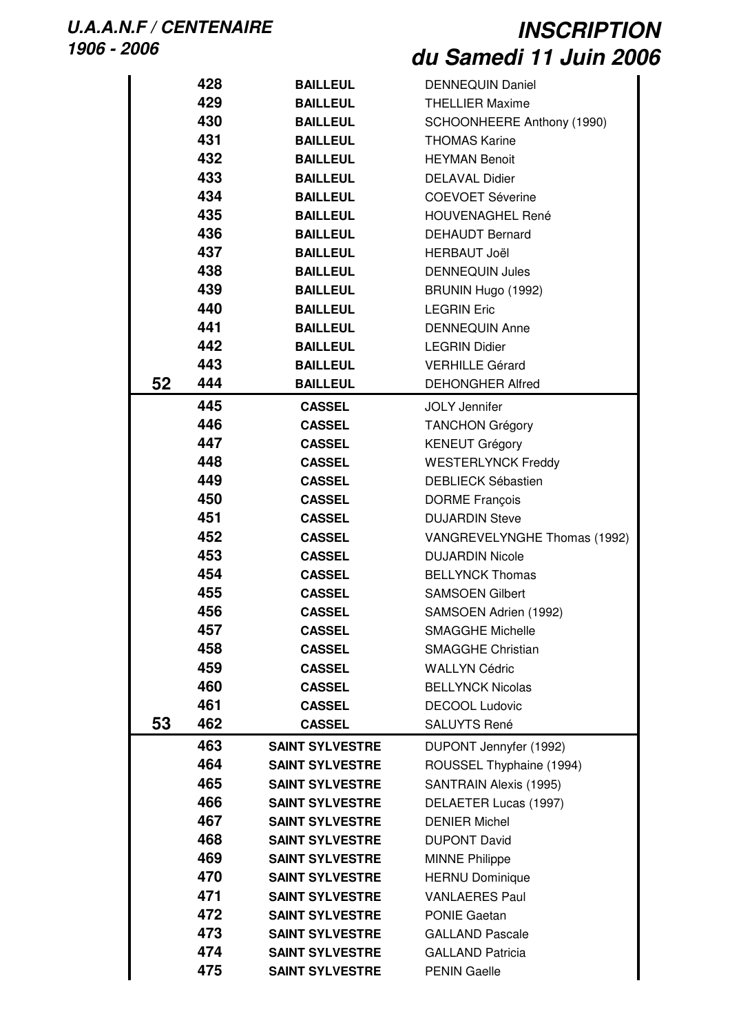**U.A.A.N.F / CENTENAIRE**
**1906 - 2006**

# INSCRIPTION du Samedi 11 Juin 2006

| | | | |
|---|---|---|---|
| | 428 | BAILLEUL | DENNEQUIN Daniel |
| | 429 | BAILLEUL | THELLIER Maxime |
| | 430 | BAILLEUL | SCHOONHEERE Anthony (1990) |
| | 431 | BAILLEUL | THOMAS Karine |
| | 432 | BAILLEUL | HEYMAN Benoit |
| | 433 | BAILLEUL | DELAVAL Didier |
| | 434 | BAILLEUL | COEVOET Séverine |
| | 435 | BAILLEUL | HOUVENAGHEL René |
| | 436 | BAILLEUL | DEHAUDT Bernard |
| | 437 | BAILLEUL | HERBAUT Joël |
| | 438 | BAILLEUL | DENNEQUIN Jules |
| | 439 | BAILLEUL | BRUNIN Hugo (1992) |
| | 440 | BAILLEUL | LEGRIN Eric |
| | 441 | BAILLEUL | DENNEQUIN Anne |
| | 442 | BAILLEUL | LEGRIN Didier |
| | 443 | BAILLEUL | VERHILLE Gérard |
| 52 | 444 | BAILLEUL | DEHONGHER Alfred |
| | 445 | CASSEL | JOLY Jennifer |
| | 446 | CASSEL | TANCHON Grégory |
| | 447 | CASSEL | KENEUT Grégory |
| | 448 | CASSEL | WESTERLYNCK Freddy |
| | 449 | CASSEL | DEBLIECK Sébastien |
| | 450 | CASSEL | DORME François |
| | 451 | CASSEL | DUJARDIN Steve |
| | 452 | CASSEL | VANGREVELYNGHE Thomas (1992) |
| | 453 | CASSEL | DUJARDIN Nicole |
| | 454 | CASSEL | BELLYNCK Thomas |
| | 455 | CASSEL | SAMSOEN Gilbert |
| | 456 | CASSEL | SAMSOEN Adrien (1992) |
| | 457 | CASSEL | SMAGGHE Michelle |
| | 458 | CASSEL | SMAGGHE Christian |
| | 459 | CASSEL | WALLYN Cédric |
| | 460 | CASSEL | BELLYNCK Nicolas |
| | 461 | CASSEL | DECOOL Ludovic |
| 53 | 462 | CASSEL | SALUYTS René |
| | 463 | SAINT SYLVESTRE | DUPONT Jennyfer (1992) |
| | 464 | SAINT SYLVESTRE | ROUSSEL Thyphaine (1994) |
| | 465 | SAINT SYLVESTRE | SANTRAIN Alexis (1995) |
| | 466 | SAINT SYLVESTRE | DELAETER Lucas (1997) |
| | 467 | SAINT SYLVESTRE | DENIER Michel |
| | 468 | SAINT SYLVESTRE | DUPONT David |
| | 469 | SAINT SYLVESTRE | MINNE Philippe |
| | 470 | SAINT SYLVESTRE | HERNU Dominique |
| | 471 | SAINT SYLVESTRE | VANLAERES Paul |
| | 472 | SAINT SYLVESTRE | PONIE Gaetan |
| | 473 | SAINT SYLVESTRE | GALLAND Pascale |
| | 474 | SAINT SYLVESTRE | GALLAND Patricia |
| | 475 | SAINT SYLVESTRE | PENIN Gaelle |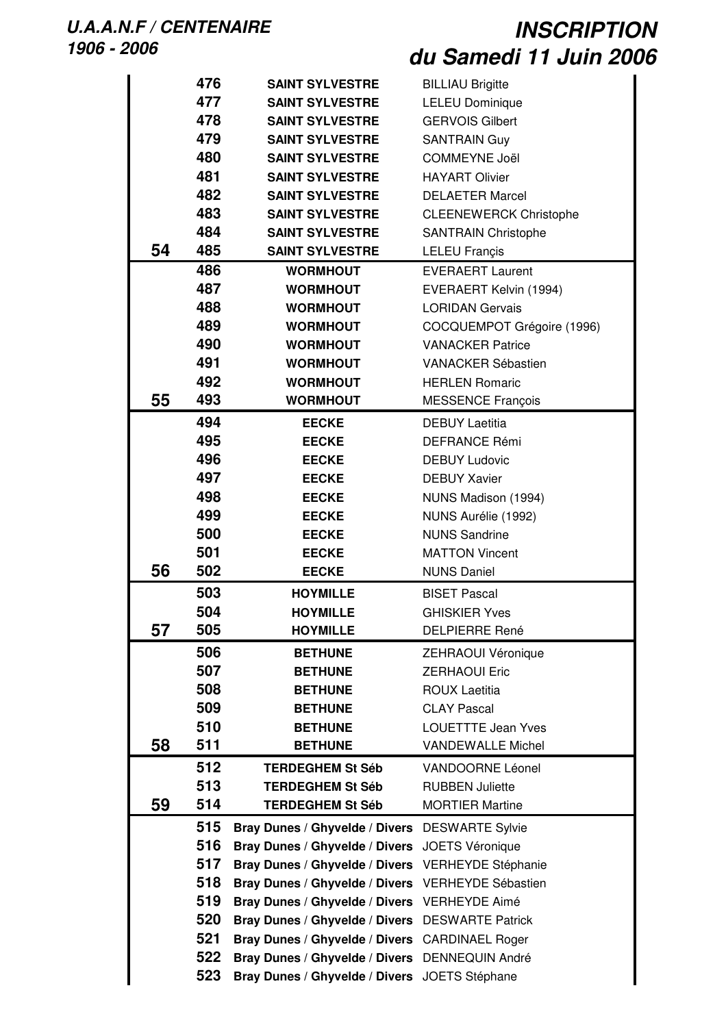**U.A.A.N.F / CENTENAIRE**
**1906 - 2006**

# INSCRIPTION du Samedi 11 Juin 2006

| | | | |
|---|---|---|---|
| | 476 | SAINT SYLVESTRE | BILLIAU Brigitte |
| | 477 | SAINT SYLVESTRE | LELEU Dominique |
| | 478 | SAINT SYLVESTRE | GERVOIS Gilbert |
| | 479 | SAINT SYLVESTRE | SANTRAIN Guy |
| | 480 | SAINT SYLVESTRE | COMMEYNE Joël |
| | 481 | SAINT SYLVESTRE | HAYART Olivier |
| | 482 | SAINT SYLVESTRE | DELAETER Marcel |
| | 483 | SAINT SYLVESTRE | CLEENEWERCK Christophe |
| | 484 | SAINT SYLVESTRE | SANTRAIN Christophe |
| 54 | 485 | SAINT SYLVESTRE | LELEU Françis |
| | 486 | WORMHOUT | EVERAERT Laurent |
| | 487 | WORMHOUT | EVERAERT Kelvin (1994) |
| | 488 | WORMHOUT | LORIDAN Gervais |
| | 489 | WORMHOUT | COCQUEMPOT Grégoire (1996) |
| | 490 | WORMHOUT | VANACKER Patrice |
| | 491 | WORMHOUT | VANACKER Sébastien |
| | 492 | WORMHOUT | HERLEN Romaric |
| 55 | 493 | WORMHOUT | MESSENCE François |
| | 494 | EECKE | DEBUY Laetitia |
| | 495 | EECKE | DEFRANCE Rémi |
| | 496 | EECKE | DEBUY Ludovic |
| | 497 | EECKE | DEBUY Xavier |
| | 498 | EECKE | NUNS Madison (1994) |
| | 499 | EECKE | NUNS Aurélie (1992) |
| | 500 | EECKE | NUNS Sandrine |
| | 501 | EECKE | MATTON Vincent |
| 56 | 502 | EECKE | NUNS Daniel |
| | 503 | HOYMILLE | BISET Pascal |
| | 504 | HOYMILLE | GHISKIER Yves |
| 57 | 505 | HOYMILLE | DELPIERRE René |
| | 506 | BETHUNE | ZEHRAOUI Véronique |
| | 507 | BETHUNE | ZERHAOUI Eric |
| | 508 | BETHUNE | ROUX Laetitia |
| | 509 | BETHUNE | CLAY Pascal |
| | 510 | BETHUNE | LOUETTTE Jean Yves |
| 58 | 511 | BETHUNE | VANDEWALLE Michel |
| | 512 | TERDEGHEM St Séb | VANDOORNE Léonel |
| | 513 | TERDEGHEM St Séb | RUBBEN Juliette |
| 59 | 514 | TERDEGHEM St Séb | MORTIER Martine |
| | 515 | Bray Dunes / Ghyvelde / Divers | DESWARTE Sylvie |
| | 516 | Bray Dunes / Ghyvelde / Divers | JOETS Véronique |
| | 517 | Bray Dunes / Ghyvelde / Divers | VERHEYDE Stéphanie |
| | 518 | Bray Dunes / Ghyvelde / Divers | VERHEYDE Sébastien |
| | 519 | Bray Dunes / Ghyvelde / Divers | VERHEYDE Aimé |
| | 520 | Bray Dunes / Ghyvelde / Divers | DESWARTE Patrick |
| | 521 | Bray Dunes / Ghyvelde / Divers | CARDINAEL Roger |
| | 522 | Bray Dunes / Ghyvelde / Divers | DENNEQUIN André |
| | 523 | Bray Dunes / Ghyvelde / Divers | JOETS Stéphane |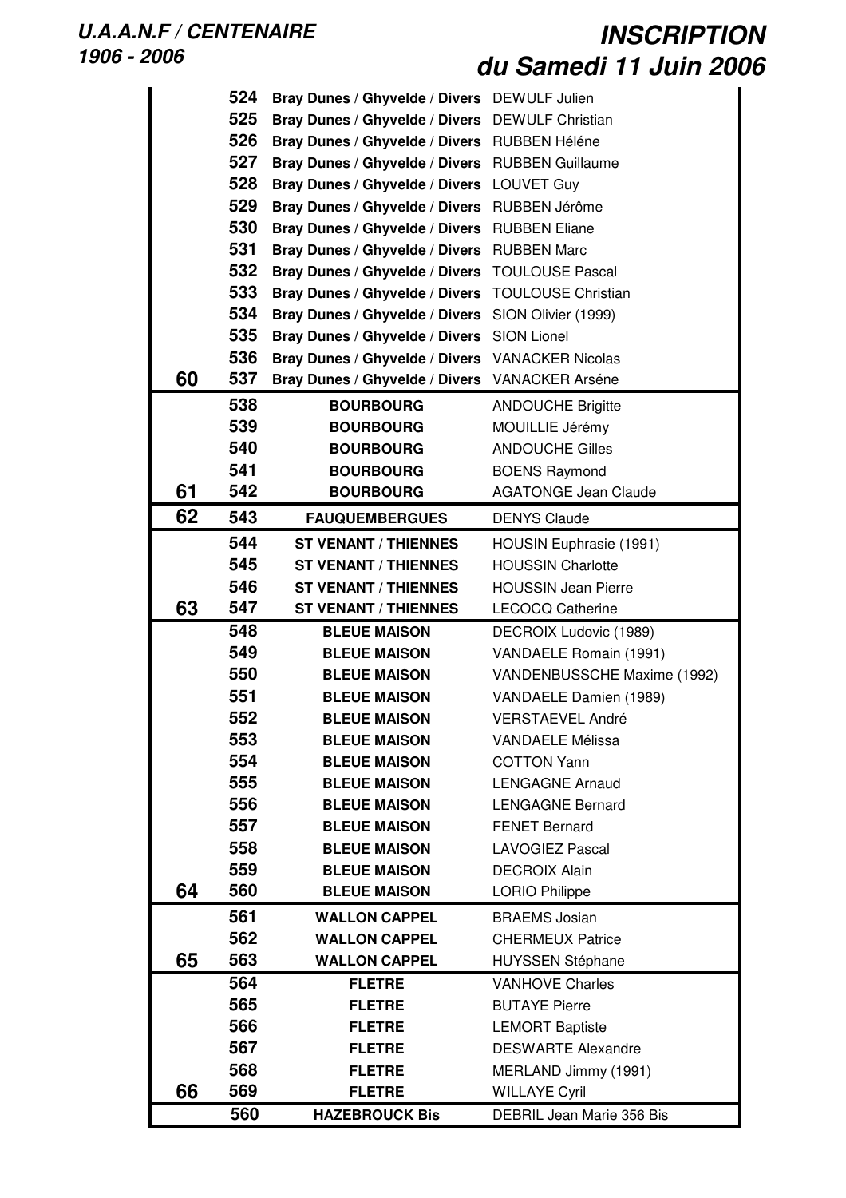## U.A.A.N.F / CENTENAIRE
## 1906 - 2006

# INSCRIPTION du Samedi 11 Juin 2006

| | | | |
|---|---|---|---|
| | 524 | **Bray Dunes / Ghyvelde / Divers** | DEWULF Julien |
| | 525 | **Bray Dunes / Ghyvelde / Divers** | DEWULF Christian |
| | 526 | **Bray Dunes / Ghyvelde / Divers** | RUBBEN Héléne |
| | 527 | **Bray Dunes / Ghyvelde / Divers** | RUBBEN Guillaume |
| | 528 | **Bray Dunes / Ghyvelde / Divers** | LOUVET Guy |
| | 529 | **Bray Dunes / Ghyvelde / Divers** | RUBBEN Jérôme |
| | 530 | **Bray Dunes / Ghyvelde / Divers** | RUBBEN Eliane |
| | 531 | **Bray Dunes / Ghyvelde / Divers** | RUBBEN Marc |
| | 532 | **Bray Dunes / Ghyvelde / Divers** | TOULOUSE Pascal |
| | 533 | **Bray Dunes / Ghyvelde / Divers** | TOULOUSE Christian |
| | 534 | **Bray Dunes / Ghyvelde / Divers** | SION Olivier (1999) |
| | 535 | **Bray Dunes / Ghyvelde / Divers** | SION Lionel |
| | 536 | **Bray Dunes / Ghyvelde / Divers** | VANACKER Nicolas |
| **60** | 537 | **Bray Dunes / Ghyvelde / Divers** | VANACKER Arséne |
| | 538 | **BOURBOURG** | ANDOUCHE Brigitte |
| | 539 | **BOURBOURG** | MOUILLIE Jérémy |
| | 540 | **BOURBOURG** | ANDOUCHE Gilles |
| | 541 | **BOURBOURG** | BOENS Raymond |
| **61** | 542 | **BOURBOURG** | AGATONGE Jean Claude |
| **62** | 543 | **FAUQUEMBERGUES** | DENYS Claude |
| | 544 | **ST VENANT / THIENNES** | HOUSIN Euphrasie (1991) |
| | 545 | **ST VENANT / THIENNES** | HOUSSIN Charlotte |
| | 546 | **ST VENANT / THIENNES** | HOUSSIN Jean Pierre |
| **63** | 547 | **ST VENANT / THIENNES** | LECOCQ Catherine |
| | 548 | **BLEUE MAISON** | DECROIX Ludovic (1989) |
| | 549 | **BLEUE MAISON** | VANDAELE Romain (1991) |
| | 550 | **BLEUE MAISON** | VANDENBUSSCHE Maxime (1992) |
| | 551 | **BLEUE MAISON** | VANDAELE Damien (1989) |
| | 552 | **BLEUE MAISON** | VERSTAEVEL André |
| | 553 | **BLEUE MAISON** | VANDAELE Mélissa |
| | 554 | **BLEUE MAISON** | COTTON Yann |
| | 555 | **BLEUE MAISON** | LENGAGNE Arnaud |
| | 556 | **BLEUE MAISON** | LENGAGNE Bernard |
| | 557 | **BLEUE MAISON** | FENET Bernard |
| | 558 | **BLEUE MAISON** | LAVOGIEZ Pascal |
| | 559 | **BLEUE MAISON** | DECROIX Alain |
| **64** | 560 | **BLEUE MAISON** | LORIO Philippe |
| | 561 | **WALLON CAPPEL** | BRAEMS Josian |
| | 562 | **WALLON CAPPEL** | CHERMEUX Patrice |
| **65** | 563 | **WALLON CAPPEL** | HUYSSEN Stéphane |
| | 564 | **FLETRE** | VANHOVE Charles |
| | 565 | **FLETRE** | BUTAYE Pierre |
| | 566 | **FLETRE** | LEMORT Baptiste |
| | 567 | **FLETRE** | DESWARTE Alexandre |
| | 568 | **FLETRE** | MERLAND Jimmy (1991) |
| **66** | 569 | **FLETRE** | WILLAYE Cyril |
| | 560 | **HAZEBROUCK Bis** | DEBRIL Jean Marie 356 Bis |